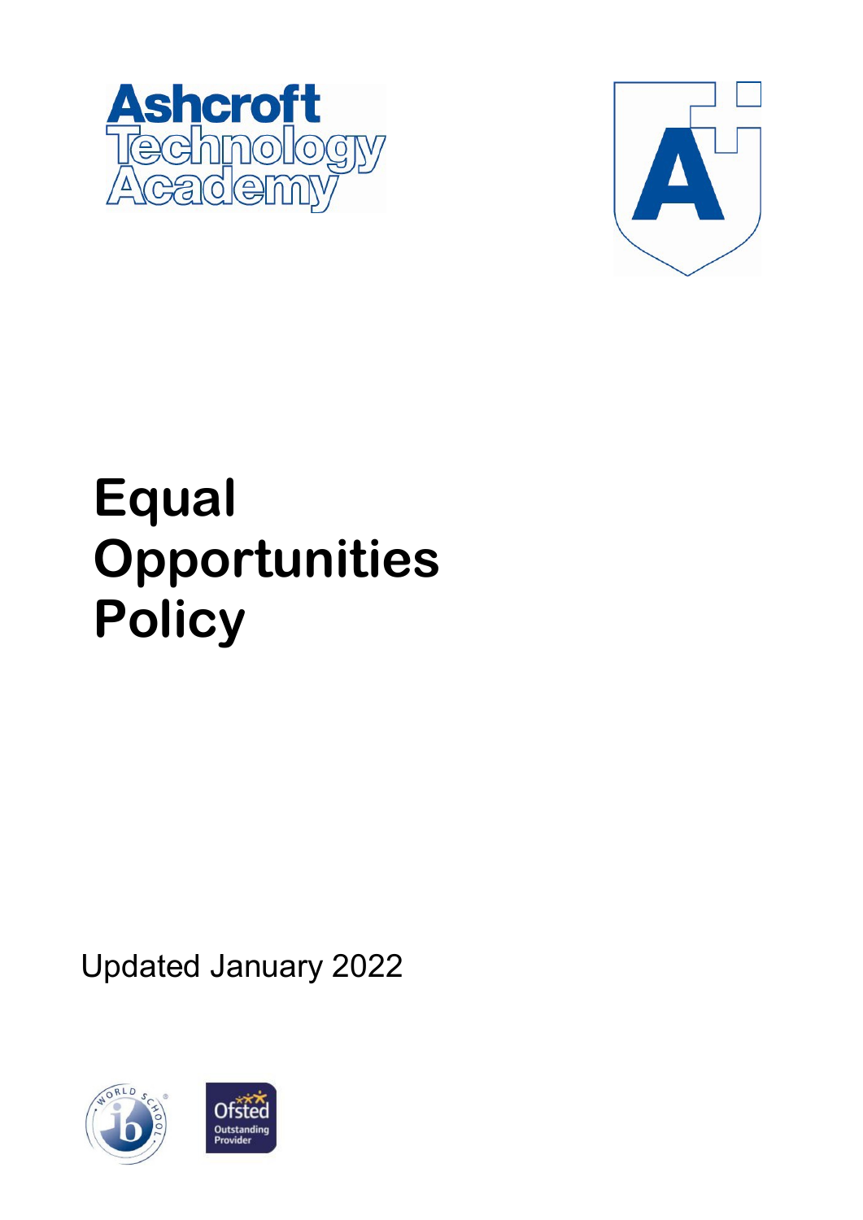Ashcroft Technology Academy

# Equal Opportunities Policy

Updated January 2022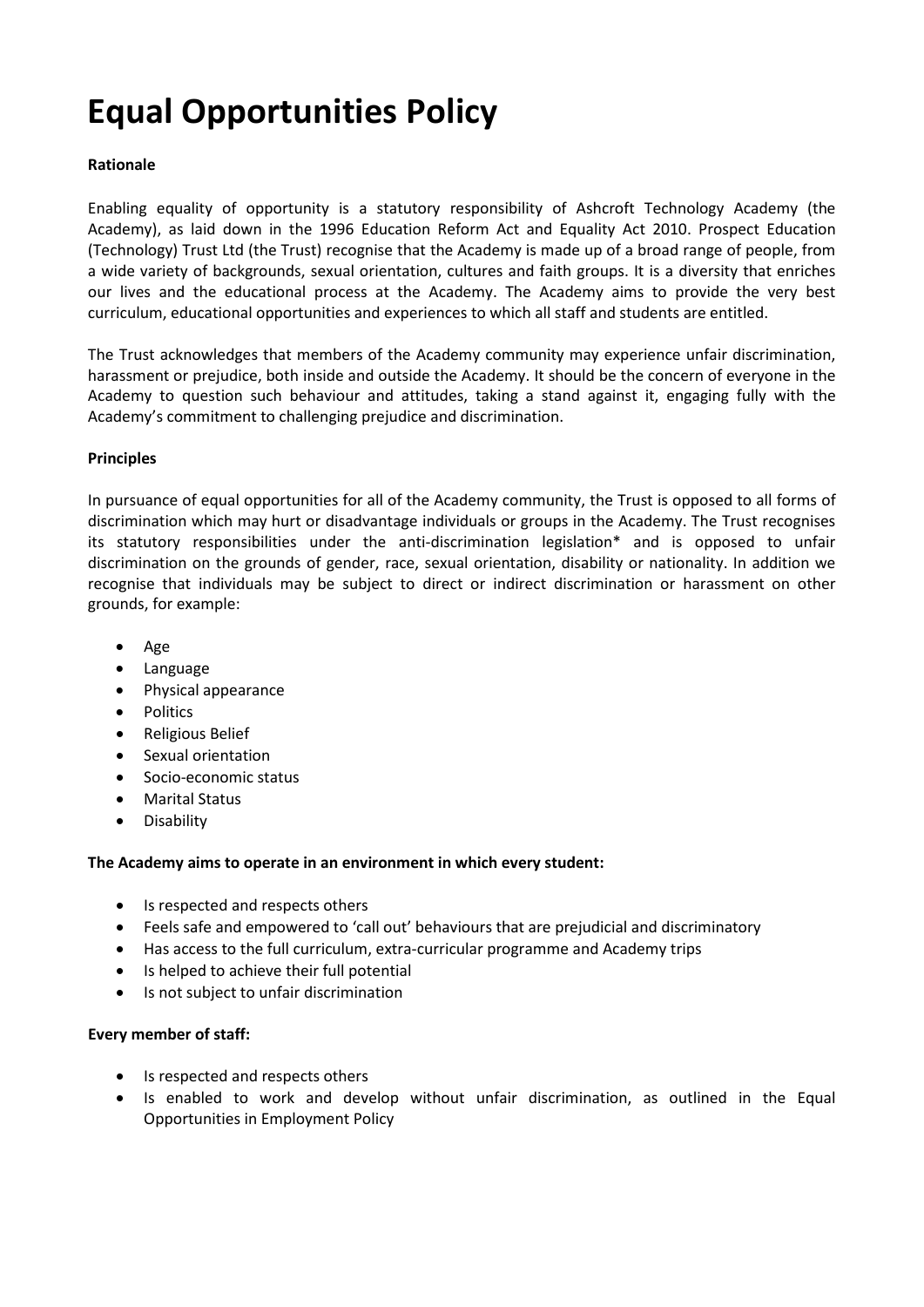# Equal Opportunities Policy

**Rationale**

Enabling equality of opportunity is a statutory responsibility of Ashcroft Technology Academy (the Academy), as laid down in the 1996 Education Reform Act and Equality Act 2010. Prospect Education (Technology) Trust Ltd (the Trust) recognise that the Academy is made up of a broad range of people, from a wide variety of backgrounds, sexual orientation, cultures and faith groups. It is a diversity that enriches our lives and the educational process at the Academy. The Academy aims to provide the very best curriculum, educational opportunities and experiences to which all staff and students are entitled.

The Trust acknowledges that members of the Academy community may experience unfair discrimination, harassment or prejudice, both inside and outside the Academy. It should be the concern of everyone in the Academy to question such behaviour and attitudes, taking a stand against it, engaging fully with the Academy's commitment to challenging prejudice and discrimination.

**Principles**

In pursuance of equal opportunities for all of the Academy community, the Trust is opposed to all forms of discrimination which may hurt or disadvantage individuals or groups in the Academy. The Trust recognises its statutory responsibilities under the anti-discrimination legislation* and is opposed to unfair discrimination on the grounds of gender, race, sexual orientation, disability or nationality. In addition we recognise that individuals may be subject to direct or indirect discrimination or harassment on other grounds, for example:

- Age
- Language
- Physical appearance
- Politics
- Religious Belief
- Sexual orientation
- Socio-economic status
- Marital Status
- Disability

**The Academy aims to operate in an environment in which every student:**

- Is respected and respects others
- Feels safe and empowered to 'call out' behaviours that are prejudicial and discriminatory
- Has access to the full curriculum, extra-curricular programme and Academy trips
- Is helped to achieve their full potential
- Is not subject to unfair discrimination

**Every member of staff:**

- Is respected and respects others
- Is enabled to work and develop without unfair discrimination, as outlined in the Equal Opportunities in Employment Policy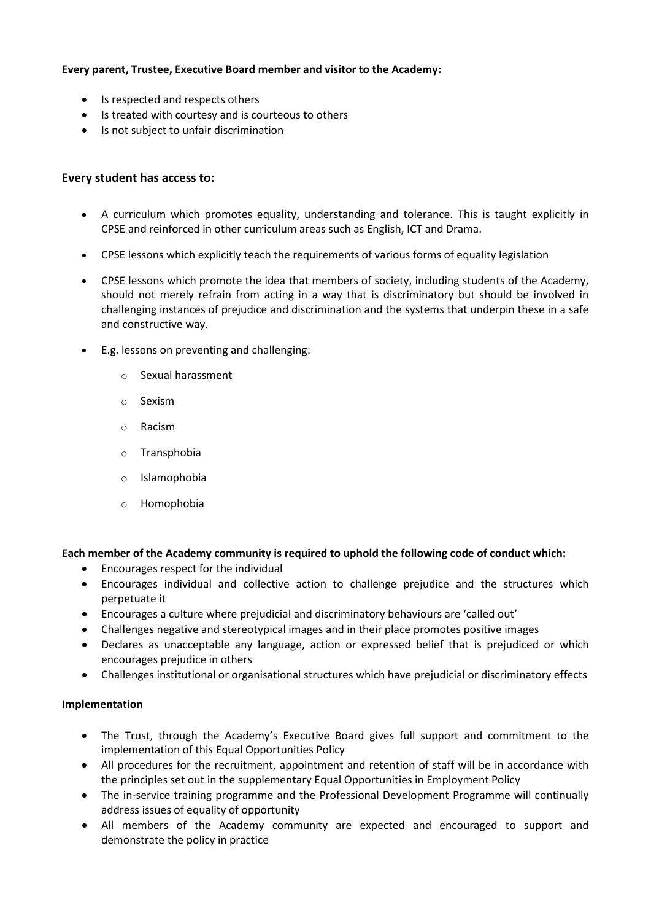**Every parent, Trustee, Executive Board member and visitor to the Academy:**

- Is respected and respects others
- Is treated with courtesy and is courteous to others
- Is not subject to unfair discrimination

### Every student has access to:

- A curriculum which promotes equality, understanding and tolerance. This is taught explicitly in CPSE and reinforced in other curriculum areas such as English, ICT and Drama.
- CPSE lessons which explicitly teach the requirements of various forms of equality legislation
- CPSE lessons which promote the idea that members of society, including students of the Academy, should not merely refrain from acting in a way that is discriminatory but should be involved in challenging instances of prejudice and discrimination and the systems that underpin these in a safe and constructive way.
- E.g. lessons on preventing and challenging:
  - Sexual harassment
  - Sexism
  - Racism
  - Transphobia
  - Islamophobia
  - Homophobia

**Each member of the Academy community is required to uphold the following code of conduct which:**

- Encourages respect for the individual
- Encourages individual and collective action to challenge prejudice and the structures which perpetuate it
- Encourages a culture where prejudicial and discriminatory behaviours are 'called out'
- Challenges negative and stereotypical images and in their place promotes positive images
- Declares as unacceptable any language, action or expressed belief that is prejudiced or which encourages prejudice in others
- Challenges institutional or organisational structures which have prejudicial or discriminatory effects

**Implementation**

- The Trust, through the Academy's Executive Board gives full support and commitment to the implementation of this Equal Opportunities Policy
- All procedures for the recruitment, appointment and retention of staff will be in accordance with the principles set out in the supplementary Equal Opportunities in Employment Policy
- The in-service training programme and the Professional Development Programme will continually address issues of equality of opportunity
- All members of the Academy community are expected and encouraged to support and demonstrate the policy in practice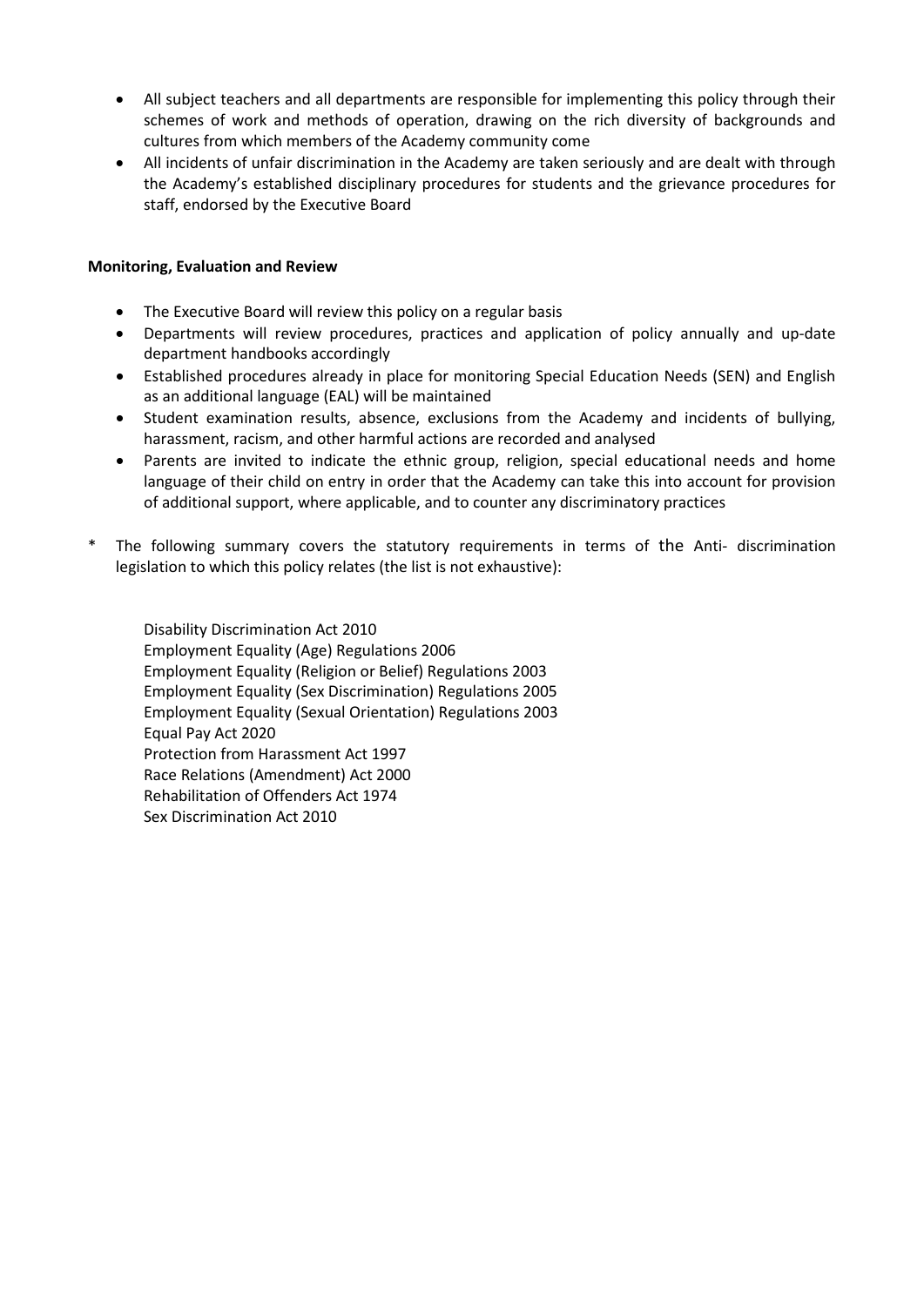- All subject teachers and all departments are responsible for implementing this policy through their schemes of work and methods of operation, drawing on the rich diversity of backgrounds and cultures from which members of the Academy community come
- All incidents of unfair discrimination in the Academy are taken seriously and are dealt with through the Academy's established disciplinary procedures for students and the grievance procedures for staff, endorsed by the Executive Board

**Monitoring, Evaluation and Review**

- The Executive Board will review this policy on a regular basis
- Departments will review procedures, practices and application of policy annually and up-date department handbooks accordingly
- Established procedures already in place for monitoring Special Education Needs (SEN) and English as an additional language (EAL) will be maintained
- Student examination results, absence, exclusions from the Academy and incidents of bullying, harassment, racism, and other harmful actions are recorded and analysed
- Parents are invited to indicate the ethnic group, religion, special educational needs and home language of their child on entry in order that the Academy can take this into account for provision of additional support, where applicable, and to counter any discriminatory practices

\* The following summary covers the statutory requirements in terms of the Anti- discrimination legislation to which this policy relates (the list is not exhaustive):

Disability Discrimination Act 2010
Employment Equality (Age) Regulations 2006
Employment Equality (Religion or Belief) Regulations 2003
Employment Equality (Sex Discrimination) Regulations 2005
Employment Equality (Sexual Orientation) Regulations 2003
Equal Pay Act 2020
Protection from Harassment Act 1997
Race Relations (Amendment) Act 2000
Rehabilitation of Offenders Act 1974
Sex Discrimination Act 2010